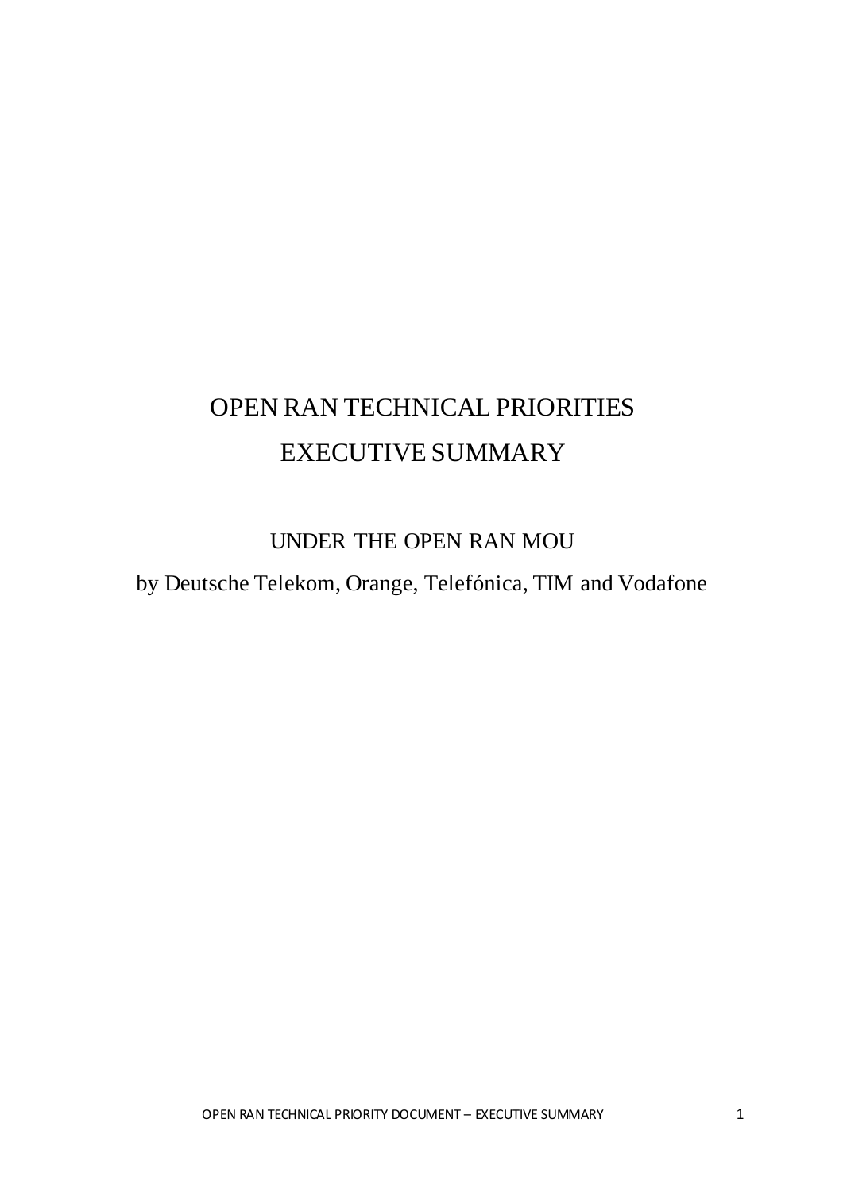# OPEN RAN TECHNICAL PRIORITIES

# EXECUTIVE SUMMARY

## UNDER THE OPEN RAN MOU

by Deutsche Telekom, Orange, Telefónica, TIM and Vodafone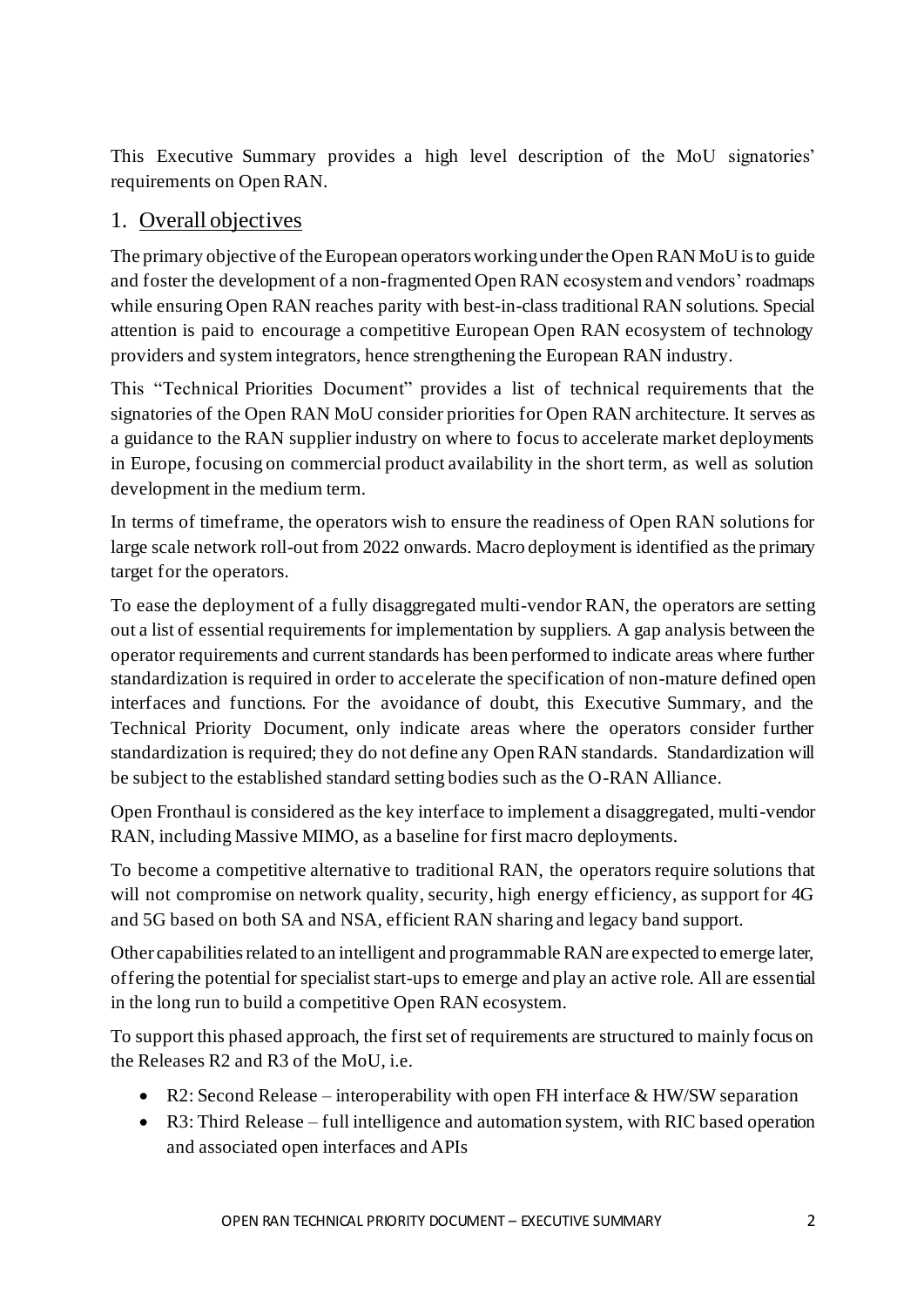This Executive Summary provides a high level description of the MoU signatories' requirements on Open RAN.

## 1. Overall objectives

The primary objective of the European operators working under the Open RAN MoU is to guide and foster the development of a non-fragmented Open RAN ecosystem and vendors' roadmaps while ensuring Open RAN reaches parity with best-in-class traditional RAN solutions. Special attention is paid to encourage a competitive European Open RAN ecosystem of technology providers and system integrators, hence strengthening the European RAN industry.

This "Technical Priorities Document" provides a list of technical requirements that the signatories of the Open RAN MoU consider priorities for Open RAN architecture. It serves as a guidance to the RAN supplier industry on where to focus to accelerate market deployments in Europe, focusing on commercial product availability in the short term, as well as solution development in the medium term.

In terms of timeframe, the operators wish to ensure the readiness of Open RAN solutions for large scale network roll-out from 2022 onwards. Macro deployment is identified as the primary target for the operators.

To ease the deployment of a fully disaggregated multi-vendor RAN, the operators are setting out a list of essential requirements for implementation by suppliers. A gap analysis between the operator requirements and current standards has been performed to indicate areas where further standardization is required in order to accelerate the specification of non-mature defined open interfaces and functions. For the avoidance of doubt, this Executive Summary, and the Technical Priority Document, only indicate areas where the operators consider further standardization is required; they do not define any Open RAN standards. Standardization will be subject to the established standard setting bodies such as the O-RAN Alliance.

Open Fronthaul is considered as the key interface to implement a disaggregated, multi-vendor RAN, including Massive MIMO, as a baseline for first macro deployments.

To become a competitive alternative to traditional RAN, the operators require solutions that will not compromise on network quality, security, high energy efficiency, as support for 4G and 5G based on both SA and NSA, efficient RAN sharing and legacy band support.

Other capabilities related to an intelligent and programmable RAN are expected to emerge later, offering the potential for specialist start-ups to emerge and play an active role. All are essential in the long run to build a competitive Open RAN ecosystem.

To support this phased approach, the first set of requirements are structured to mainly focus on the Releases R2 and R3 of the MoU, i.e.

- R2: Second Release – interoperability with open FH interface & HW/SW separation
- R3: Third Release – full intelligence and automation system, with RIC based operation and associated open interfaces and APIs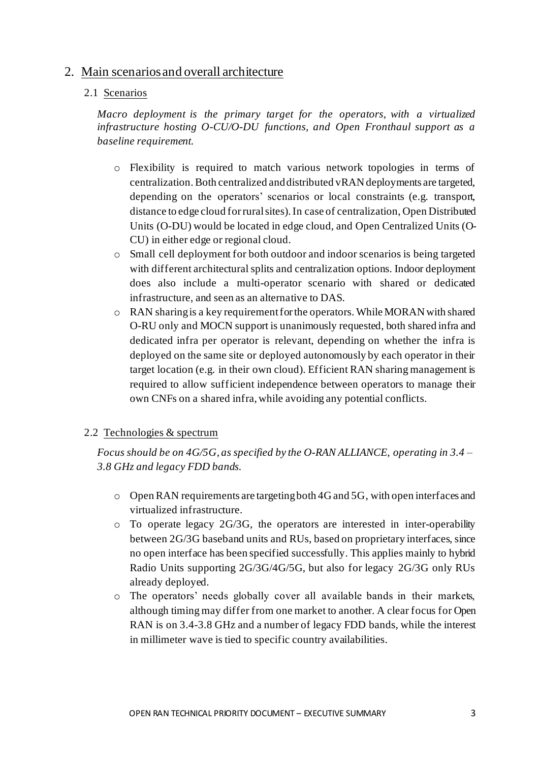## 2. Main scenarios and overall architecture

### 2.1 Scenarios

*Macro deployment is the primary target for the operators, with a virtualized infrastructure hosting O-CU/O-DU functions, and Open Fronthaul support as a baseline requirement.*

- Flexibility is required to match various network topologies in terms of centralization. Both centralized and distributed vRAN deployments are targeted, depending on the operators' scenarios or local constraints (e.g. transport, distance to edge cloud for rural sites). In case of centralization, Open Distributed Units (O-DU) would be located in edge cloud, and Open Centralized Units (O-CU) in either edge or regional cloud.
- Small cell deployment for both outdoor and indoor scenarios is being targeted with different architectural splits and centralization options. Indoor deployment does also include a multi-operator scenario with shared or dedicated infrastructure, and seen as an alternative to DAS.
- RAN sharing is a key requirement for the operators. While MORAN with shared O-RU only and MOCN support is unanimously requested, both shared infra and dedicated infra per operator is relevant, depending on whether the infra is deployed on the same site or deployed autonomously by each operator in their target location (e.g. in their own cloud). Efficient RAN sharing management is required to allow sufficient independence between operators to manage their own CNFs on a shared infra, while avoiding any potential conflicts.

### 2.2 Technologies & spectrum

*Focus should be on 4G/5G, as specified by the O-RAN ALLIANCE, operating in 3.4 – 3.8 GHz and legacy FDD bands.*

- Open RAN requirements are targeting both 4G and 5G, with open interfaces and virtualized infrastructure.
- To operate legacy 2G/3G, the operators are interested in inter-operability between 2G/3G baseband units and RUs, based on proprietary interfaces, since no open interface has been specified successfully. This applies mainly to hybrid Radio Units supporting 2G/3G/4G/5G, but also for legacy 2G/3G only RUs already deployed.
- The operators' needs globally cover all available bands in their markets, although timing may differ from one market to another. A clear focus for Open RAN is on 3.4-3.8 GHz and a number of legacy FDD bands, while the interest in millimeter wave is tied to specific country availabilities.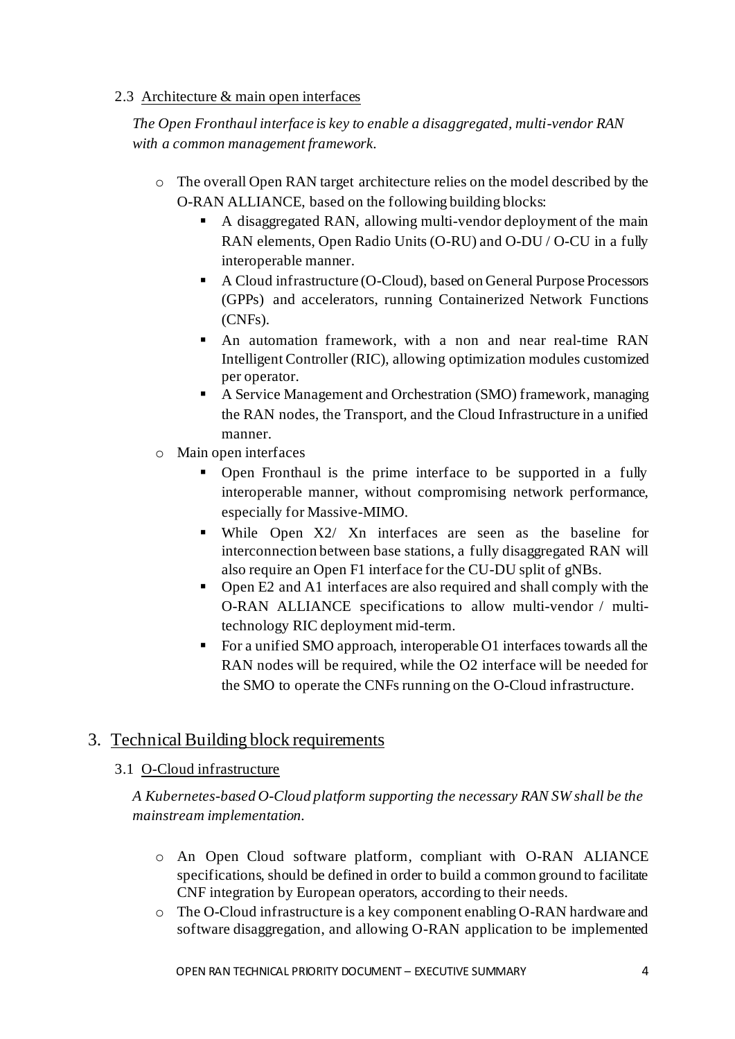### 2.3 Architecture & main open interfaces

*The Open Fronthaul interface is key to enable a disaggregated, multi-vendor RAN with a common management framework.*

- The overall Open RAN target architecture relies on the model described by the O-RAN ALLIANCE, based on the following building blocks:
  - A disaggregated RAN, allowing multi-vendor deployment of the main RAN elements, Open Radio Units (O-RU) and O-DU / O-CU in a fully interoperable manner.
  - A Cloud infrastructure (O-Cloud), based on General Purpose Processors (GPPs) and accelerators, running Containerized Network Functions (CNFs).
  - An automation framework, with a non and near real-time RAN Intelligent Controller (RIC), allowing optimization modules customized per operator.
  - A Service Management and Orchestration (SMO) framework, managing the RAN nodes, the Transport, and the Cloud Infrastructure in a unified manner.
- Main open interfaces
  - Open Fronthaul is the prime interface to be supported in a fully interoperable manner, without compromising network performance, especially for Massive-MIMO.
  - While Open X2/ Xn interfaces are seen as the baseline for interconnection between base stations, a fully disaggregated RAN will also require an Open F1 interface for the CU-DU split of gNBs.
  - Open E2 and A1 interfaces are also required and shall comply with the O-RAN ALLIANCE specifications to allow multi-vendor / multi-technology RIC deployment mid-term.
  - For a unified SMO approach, interoperable O1 interfaces towards all the RAN nodes will be required, while the O2 interface will be needed for the SMO to operate the CNFs running on the O-Cloud infrastructure.

## 3. Technical Building block requirements

### 3.1 O-Cloud infrastructure

*A Kubernetes-based O-Cloud platform supporting the necessary RAN SW shall be the mainstream implementation.*

- An Open Cloud software platform, compliant with O-RAN ALIANCE specifications, should be defined in order to build a common ground to facilitate CNF integration by European operators, according to their needs.
- The O-Cloud infrastructure is a key component enabling O-RAN hardware and software disaggregation, and allowing O-RAN application to be implemented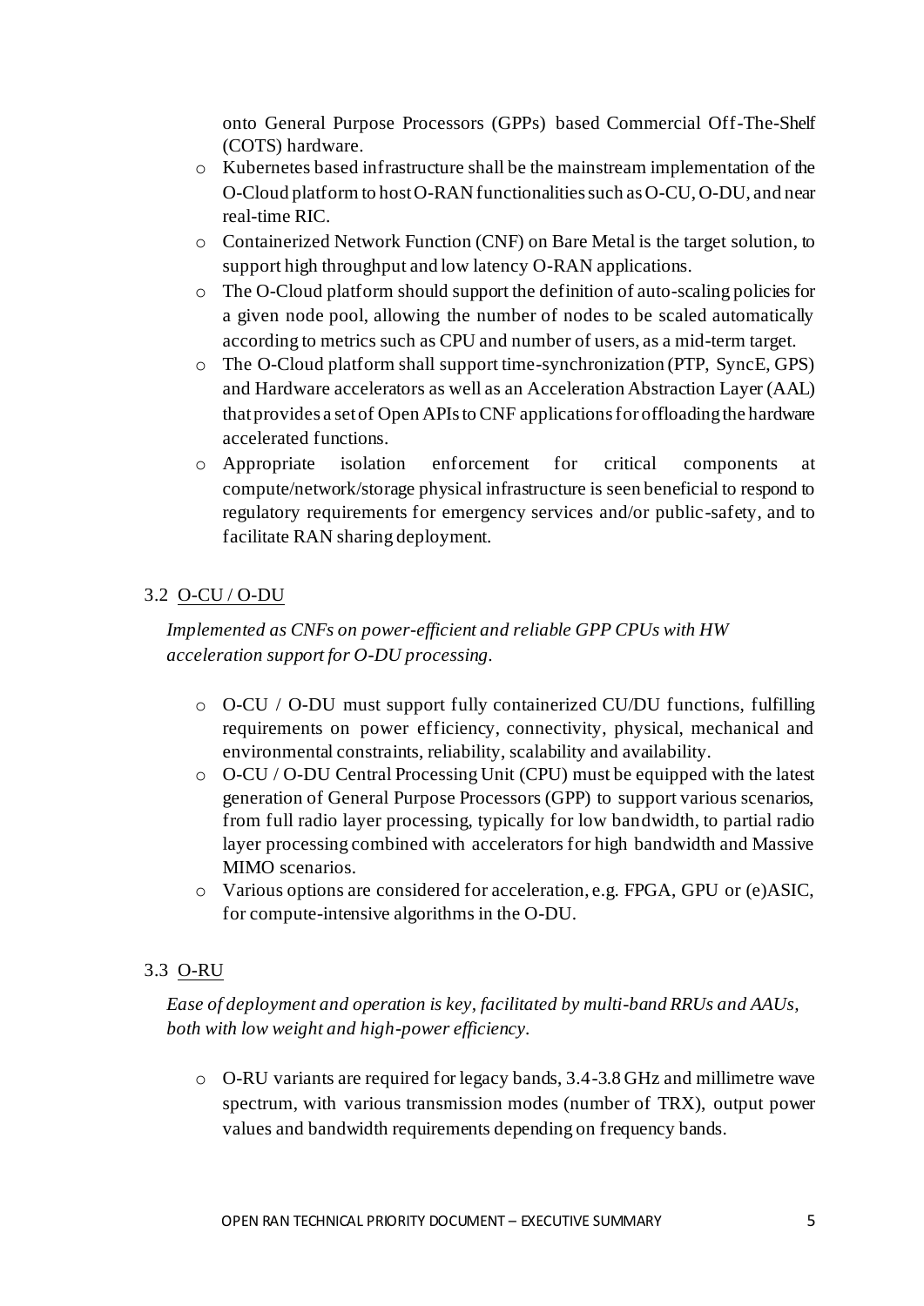onto General Purpose Processors (GPPs) based Commercial Off-The-Shelf (COTS) hardware.

- Kubernetes based infrastructure shall be the mainstream implementation of the O-Cloud platform to host O-RAN functionalities such as O-CU, O-DU, and near real-time RIC.
- Containerized Network Function (CNF) on Bare Metal is the target solution, to support high throughput and low latency O-RAN applications.
- The O-Cloud platform should support the definition of auto-scaling policies for a given node pool, allowing the number of nodes to be scaled automatically according to metrics such as CPU and number of users, as a mid-term target.
- The O-Cloud platform shall support time-synchronization (PTP, SyncE, GPS) and Hardware accelerators as well as an Acceleration Abstraction Layer (AAL) that provides a set of Open APIs to CNF applications for offloading the hardware accelerated functions.
- Appropriate isolation enforcement for critical components at compute/network/storage physical infrastructure is seen beneficial to respond to regulatory requirements for emergency services and/or public-safety, and to facilitate RAN sharing deployment.

### 3.2 O-CU / O-DU

*Implemented as CNFs on power-efficient and reliable GPP CPUs with HW acceleration support for O-DU processing.*

- O-CU / O-DU must support fully containerized CU/DU functions, fulfilling requirements on power efficiency, connectivity, physical, mechanical and environmental constraints, reliability, scalability and availability.
- O-CU / O-DU Central Processing Unit (CPU) must be equipped with the latest generation of General Purpose Processors (GPP) to support various scenarios, from full radio layer processing, typically for low bandwidth, to partial radio layer processing combined with accelerators for high bandwidth and Massive MIMO scenarios.
- Various options are considered for acceleration, e.g. FPGA, GPU or (e)ASIC, for compute-intensive algorithms in the O-DU.

### 3.3 O-RU

*Ease of deployment and operation is key, facilitated by multi-band RRUs and AAUs, both with low weight and high-power efficiency.*

- O-RU variants are required for legacy bands, 3.4-3.8 GHz and millimetre wave spectrum, with various transmission modes (number of TRX), output power values and bandwidth requirements depending on frequency bands.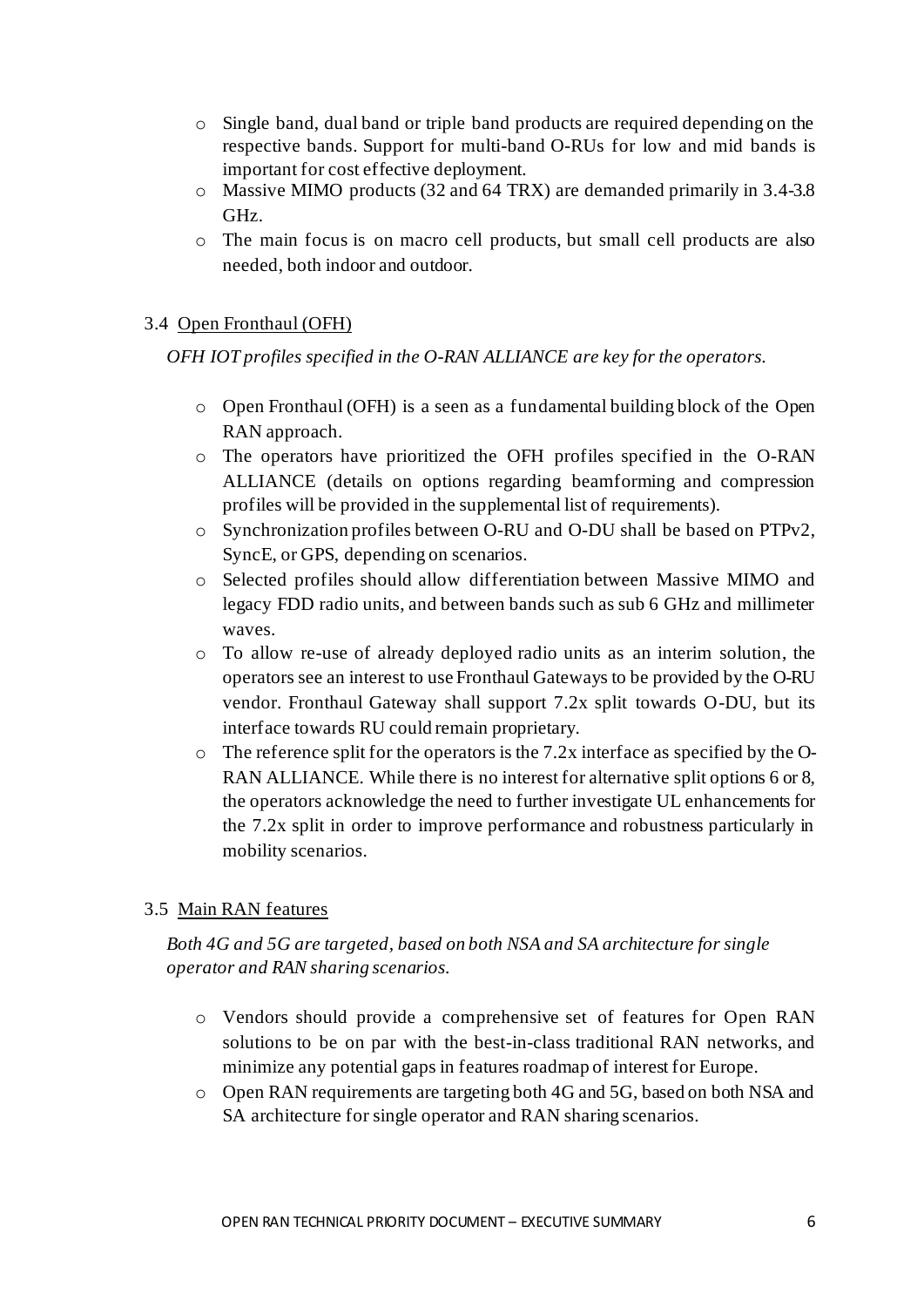- Single band, dual band or triple band products are required depending on the respective bands. Support for multi-band O-RUs for low and mid bands is important for cost effective deployment.
- Massive MIMO products (32 and 64 TRX) are demanded primarily in 3.4-3.8 GHz.
- The main focus is on macro cell products, but small cell products are also needed, both indoor and outdoor.

### 3.4 Open Fronthaul (OFH)

*OFH IOT profiles specified in the O-RAN ALLIANCE are key for the operators.*

- Open Fronthaul (OFH) is a seen as a fundamental building block of the Open RAN approach.
- The operators have prioritized the OFH profiles specified in the O-RAN ALLIANCE (details on options regarding beamforming and compression profiles will be provided in the supplemental list of requirements).
- Synchronization profiles between O-RU and O-DU shall be based on PTPv2, SyncE, or GPS, depending on scenarios.
- Selected profiles should allow differentiation between Massive MIMO and legacy FDD radio units, and between bands such as sub 6 GHz and millimeter waves.
- To allow re-use of already deployed radio units as an interim solution, the operators see an interest to use Fronthaul Gateways to be provided by the O-RU vendor. Fronthaul Gateway shall support 7.2x split towards O-DU, but its interface towards RU could remain proprietary.
- The reference split for the operators is the 7.2x interface as specified by the O-RAN ALLIANCE. While there is no interest for alternative split options 6 or 8, the operators acknowledge the need to further investigate UL enhancements for the 7.2x split in order to improve performance and robustness particularly in mobility scenarios.

### 3.5 Main RAN features

*Both 4G and 5G are targeted, based on both NSA and SA architecture for single operator and RAN sharing scenarios.*

- Vendors should provide a comprehensive set of features for Open RAN solutions to be on par with the best-in-class traditional RAN networks, and minimize any potential gaps in features roadmap of interest for Europe.
- Open RAN requirements are targeting both 4G and 5G, based on both NSA and SA architecture for single operator and RAN sharing scenarios.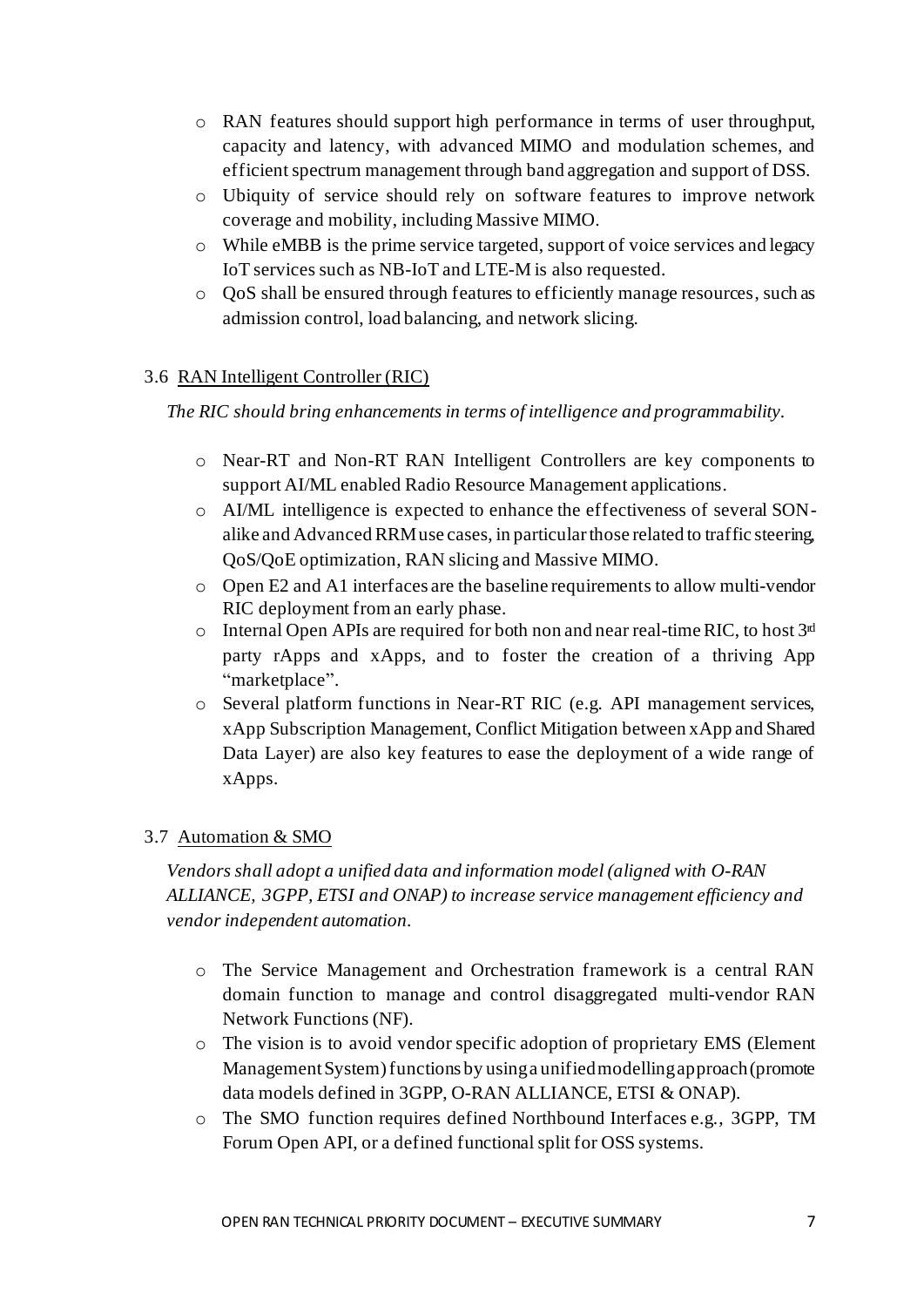- RAN features should support high performance in terms of user throughput, capacity and latency, with advanced MIMO and modulation schemes, and efficient spectrum management through band aggregation and support of DSS.
- Ubiquity of service should rely on software features to improve network coverage and mobility, including Massive MIMO.
- While eMBB is the prime service targeted, support of voice services and legacy IoT services such as NB-IoT and LTE-M is also requested.
- QoS shall be ensured through features to efficiently manage resources, such as admission control, load balancing, and network slicing.

### 3.6 RAN Intelligent Controller (RIC)

*The RIC should bring enhancements in terms of intelligence and programmability.*

- Near-RT and Non-RT RAN Intelligent Controllers are key components to support AI/ML enabled Radio Resource Management applications.
- AI/ML intelligence is expected to enhance the effectiveness of several SON-alike and Advanced RRM use cases, in particular those related to traffic steering, QoS/QoE optimization, RAN slicing and Massive MIMO.
- Open E2 and A1 interfaces are the baseline requirements to allow multi-vendor RIC deployment from an early phase.
- Internal Open APIs are required for both non and near real-time RIC, to host 3rd party rApps and xApps, and to foster the creation of a thriving App "marketplace".
- Several platform functions in Near-RT RIC (e.g. API management services, xApp Subscription Management, Conflict Mitigation between xApp and Shared Data Layer) are also key features to ease the deployment of a wide range of xApps.

### 3.7 Automation & SMO

*Vendors shall adopt a unified data and information model (aligned with O-RAN ALLIANCE, 3GPP, ETSI and ONAP) to increase service management efficiency and vendor independent automation.*

- The Service Management and Orchestration framework is a central RAN domain function to manage and control disaggregated multi-vendor RAN Network Functions (NF).
- The vision is to avoid vendor specific adoption of proprietary EMS (Element Management System) functions by using a unified modelling approach (promote data models defined in 3GPP, O-RAN ALLIANCE, ETSI & ONAP).
- The SMO function requires defined Northbound Interfaces e.g., 3GPP, TM Forum Open API, or a defined functional split for OSS systems.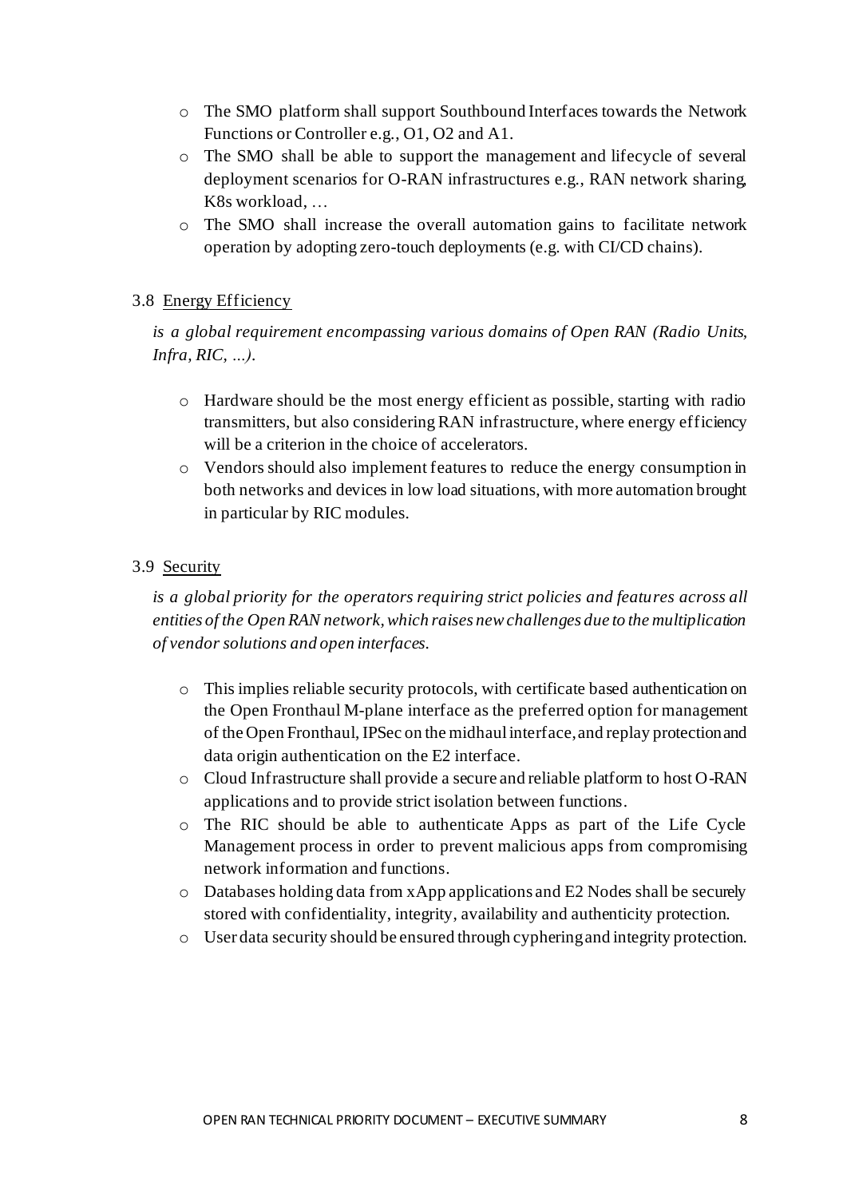- The SMO platform shall support Southbound Interfaces towards the Network Functions or Controller e.g., O1, O2 and A1.
- The SMO shall be able to support the management and lifecycle of several deployment scenarios for O-RAN infrastructures e.g., RAN network sharing, K8s workload, …
- The SMO shall increase the overall automation gains to facilitate network operation by adopting zero-touch deployments (e.g. with CI/CD chains).

### 3.8 Energy Efficiency

*is a global requirement encompassing various domains of Open RAN (Radio Units, Infra, RIC, …).*

- Hardware should be the most energy efficient as possible, starting with radio transmitters, but also considering RAN infrastructure, where energy efficiency will be a criterion in the choice of accelerators.
- Vendors should also implement features to reduce the energy consumption in both networks and devices in low load situations, with more automation brought in particular by RIC modules.

### 3.9 Security

*is a global priority for the operators requiring strict policies and features across all entities of the Open RAN network, which raises new challenges due to the multiplication of vendor solutions and open interfaces.*

- This implies reliable security protocols, with certificate based authentication on the Open Fronthaul M-plane interface as the preferred option for management of the Open Fronthaul, IPSec on the midhaul interface, and replay protection and data origin authentication on the E2 interface.
- Cloud Infrastructure shall provide a secure and reliable platform to host O-RAN applications and to provide strict isolation between functions.
- The RIC should be able to authenticate Apps as part of the Life Cycle Management process in order to prevent malicious apps from compromising network information and functions.
- Databases holding data from xApp applications and E2 Nodes shall be securely stored with confidentiality, integrity, availability and authenticity protection.
- User data security should be ensured through cyphering and integrity protection.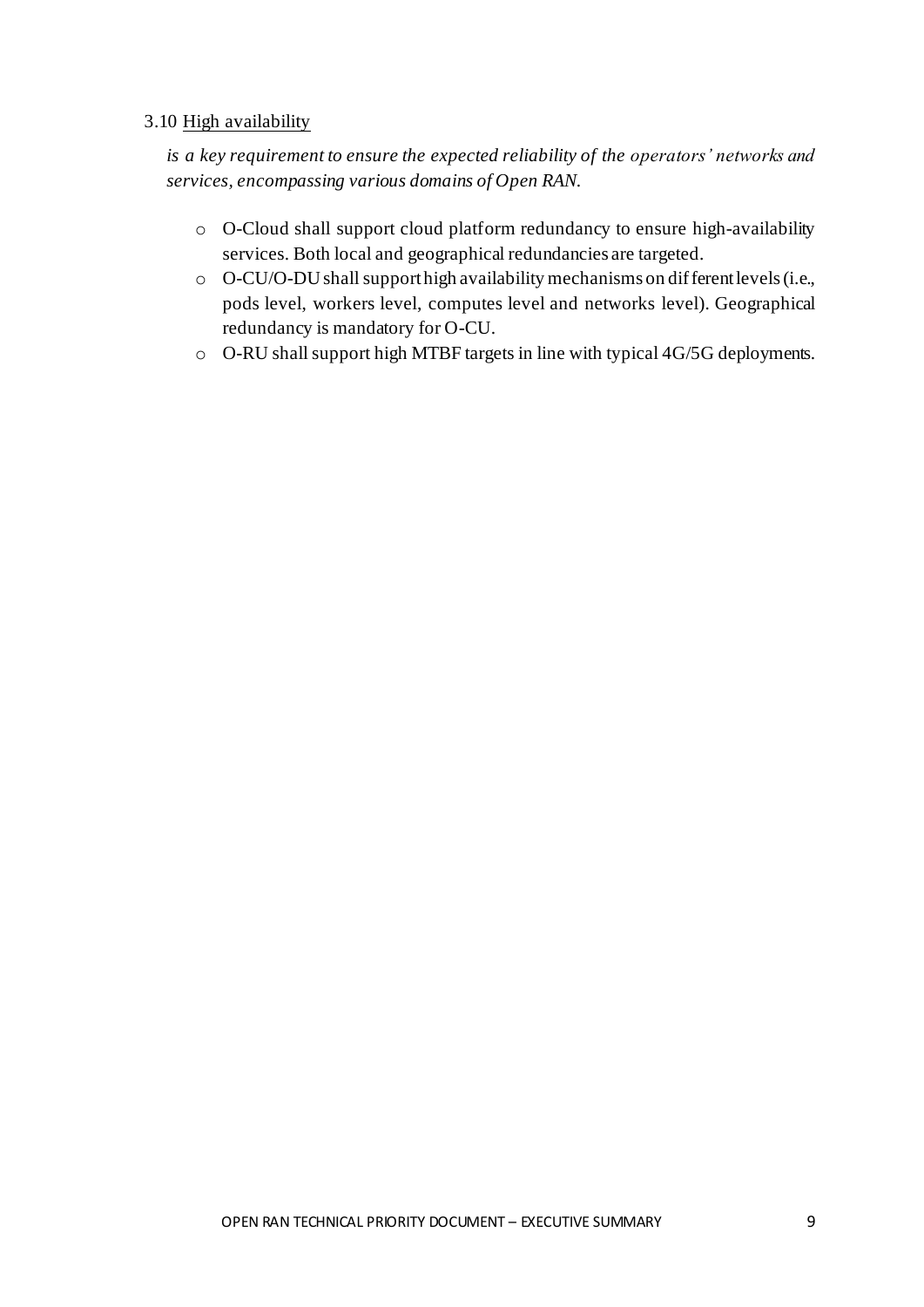### 3.10 High availability

*is a key requirement to ensure the expected reliability of the operators' networks and services, encompassing various domains of Open RAN.*

- O-Cloud shall support cloud platform redundancy to ensure high-availability services. Both local and geographical redundancies are targeted.
- O-CU/O-DU shall support high availability mechanisms on different levels (i.e., pods level, workers level, computes level and networks level). Geographical redundancy is mandatory for O-CU.
- O-RU shall support high MTBF targets in line with typical 4G/5G deployments.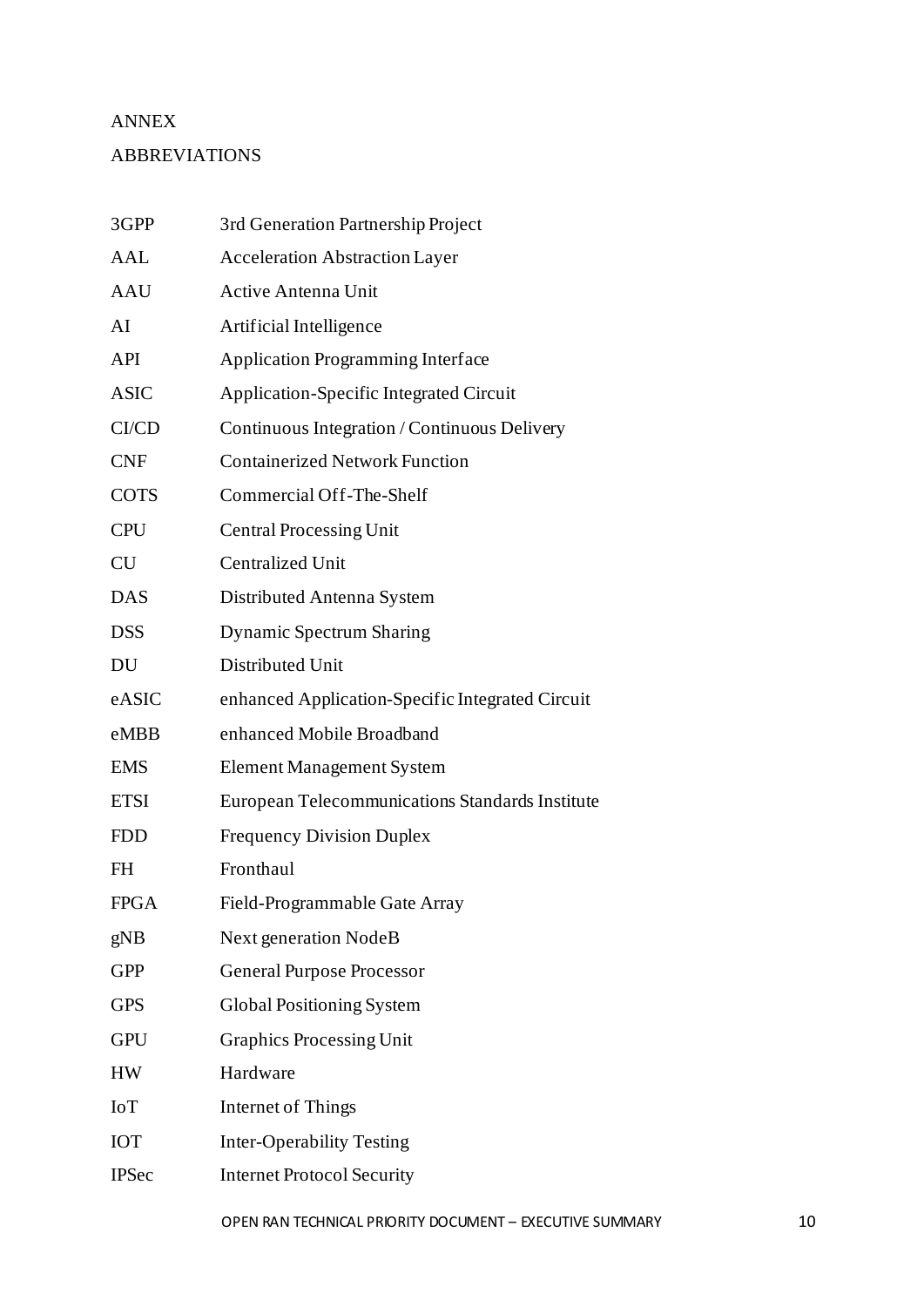# ANNEX

## ABBREVIATIONS

| | |
|---|---|
| 3GPP | 3rd Generation Partnership Project |
| AAL | Acceleration Abstraction Layer |
| AAU | Active Antenna Unit |
| AI | Artificial Intelligence |
| API | Application Programming Interface |
| ASIC | Application-Specific Integrated Circuit |
| CI/CD | Continuous Integration / Continuous Delivery |
| CNF | Containerized Network Function |
| COTS | Commercial Off-The-Shelf |
| CPU | Central Processing Unit |
| CU | Centralized Unit |
| DAS | Distributed Antenna System |
| DSS | Dynamic Spectrum Sharing |
| DU | Distributed Unit |
| eASIC | enhanced Application-Specific Integrated Circuit |
| eMBB | enhanced Mobile Broadband |
| EMS | Element Management System |
| ETSI | European Telecommunications Standards Institute |
| FDD | Frequency Division Duplex |
| FH | Fronthaul |
| FPGA | Field-Programmable Gate Array |
| gNB | Next generation NodeB |
| GPP | General Purpose Processor |
| GPS | Global Positioning System |
| GPU | Graphics Processing Unit |
| HW | Hardware |
| IoT | Internet of Things |
| IOT | Inter-Operability Testing |
| IPSec | Internet Protocol Security |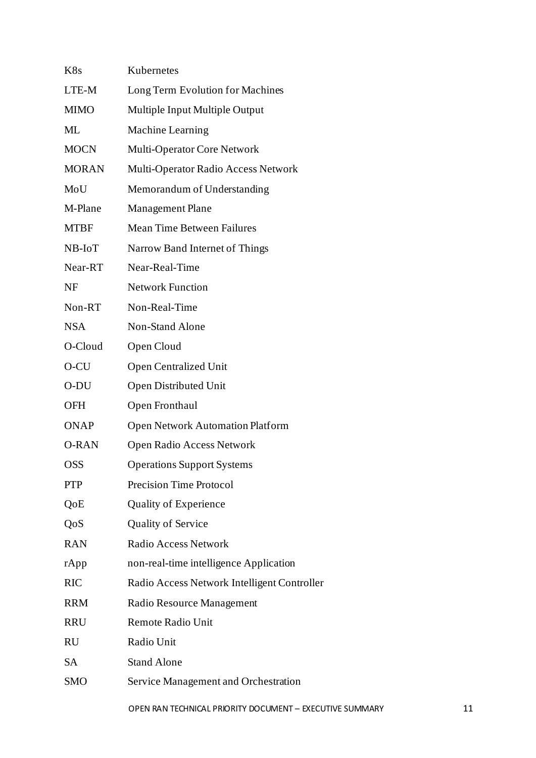| | |
|---|---|
| K8s | Kubernetes |
| LTE-M | Long Term Evolution for Machines |
| MIMO | Multiple Input Multiple Output |
| ML | Machine Learning |
| MOCN | Multi-Operator Core Network |
| MORAN | Multi-Operator Radio Access Network |
| MoU | Memorandum of Understanding |
| M-Plane | Management Plane |
| MTBF | Mean Time Between Failures |
| NB-IoT | Narrow Band Internet of Things |
| Near-RT | Near-Real-Time |
| NF | Network Function |
| Non-RT | Non-Real-Time |
| NSA | Non-Stand Alone |
| O-Cloud | Open Cloud |
| O-CU | Open Centralized Unit |
| O-DU | Open Distributed Unit |
| OFH | Open Fronthaul |
| ONAP | Open Network Automation Platform |
| O-RAN | Open Radio Access Network |
| OSS | Operations Support Systems |
| PTP | Precision Time Protocol |
| QoE | Quality of Experience |
| QoS | Quality of Service |
| RAN | Radio Access Network |
| rApp | non-real-time intelligence Application |
| RIC | Radio Access Network Intelligent Controller |
| RRM | Radio Resource Management |
| RRU | Remote Radio Unit |
| RU | Radio Unit |
| SA | Stand Alone |
| SMO | Service Management and Orchestration |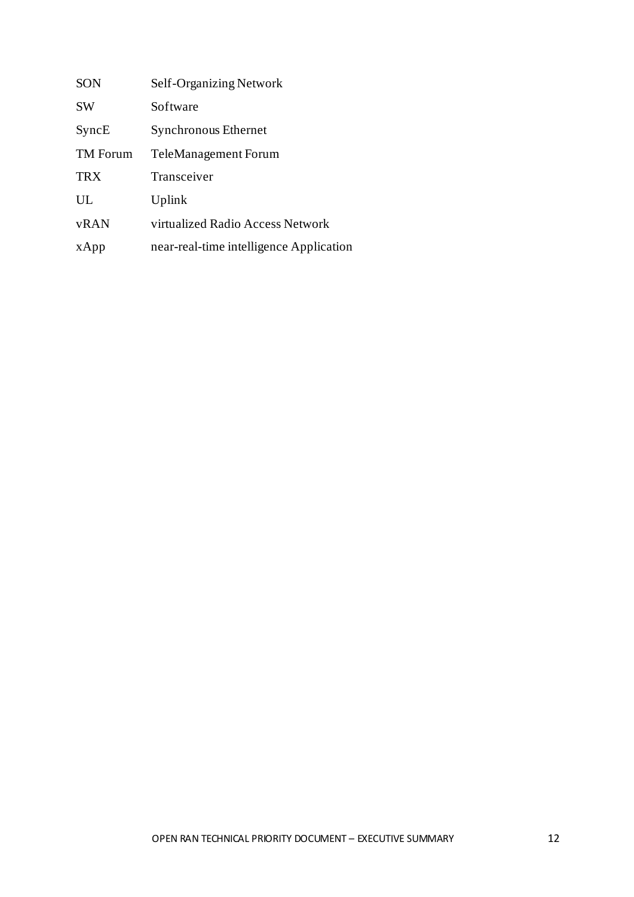| | |
|---|---|
| SON | Self-Organizing Network |
| SW | Software |
| SyncE | Synchronous Ethernet |
| TM Forum | TeleManagement Forum |
| TRX | Transceiver |
| UL | Uplink |
| vRAN | virtualized Radio Access Network |
| xApp | near-real-time intelligence Application |